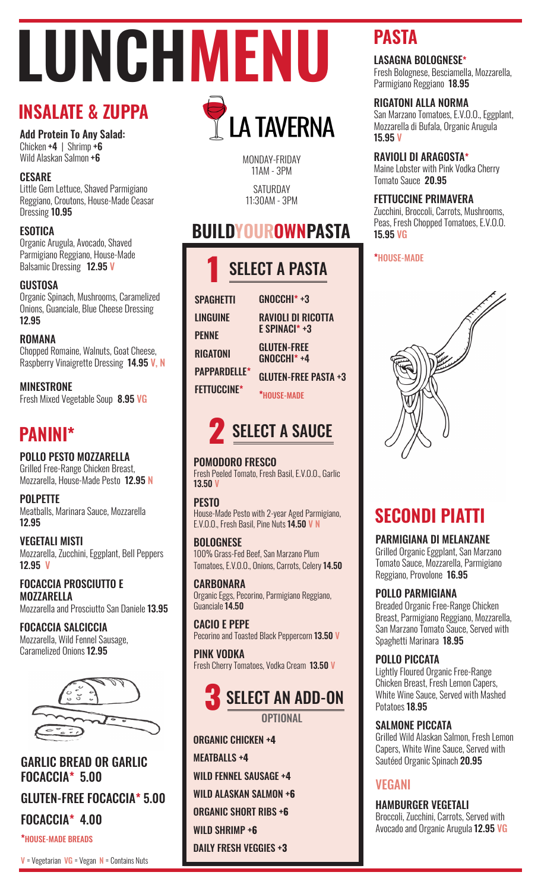# LUNCH MENU

## INSALATE & ZUPPA

**Add Protein To Any Salad:**
Chicken **+4** | Shrimp **+6**
Wild Alaskan Salmon **+6**

**CESARE**
Little Gem Lettuce, Shaved Parmigiano Reggiano, Croutons, House-Made Ceasar Dressing **10.95**

**ESOTICA**
Organic Arugula, Avocado, Shaved Parmigiano Reggiano, House-Made Balsamic Dressing **12.95** V

**GUSTOSA**
Organic Spinach, Mushrooms, Caramelized Onions, Guanciale, Blue Cheese Dressing **12.95**

**ROMANA**
Chopped Romaine, Walnuts, Goat Cheese, Raspberry Vinaigrette Dressing **14.95** V, N

**MINESTRONE**
Fresh Mixed Vegetable Soup **8.95** VG

## PANINI*

**POLLO PESTO MOZZARELLA**
Grilled Free-Range Chicken Breast, Mozzarella, House-Made Pesto **12.95** N

**POLPETTE**
Meatballs, Marinara Sauce, Mozzarella **12.95**

**VEGETALI MISTI**
Mozzarella, Zucchini, Eggplant, Bell Peppers **12.95** V

**FOCACCIA PROSCIUTTO E MOZZARELLA**
Mozzarella and Prosciutto San Daniele **13.95**

**FOCACCIA SALCICCIA**
Mozzarella, Wild Fennel Sausage, Caramelized Onions **12.95**

**GARLIC BREAD OR GARLIC FOCACCIA* 5.00**

**GLUTEN-FREE FOCACCIA* 5.00**

**FOCACCIA* 4.00**

*HOUSE-MADE BREADS

V = Vegetarian VG = Vegan N = Contains Nuts

# LA TAVERNA

MONDAY-FRIDAY
11AM - 3PM

SATURDAY
11:30AM - 3PM

## BUILD YOUR OWN PASTA

### 1 SELECT A PASTA

- SPAGHETTI
- LINGUINE
- PENNE
- RIGATONI
- PAPPARDELLE*
- FETTUCCINE*
- GNOCCHI* +3
- RAVIOLI DI RICOTTA E SPINACI* +3
- GLUTEN-FREE GNOCCHI* +4
- GLUTEN-FREE PASTA +3

*HOUSE-MADE

### 2 SELECT A SAUCE

**POMODORO FRESCO**
Fresh Peeled Tomato, Fresh Basil, E.V.O.O., Garlic **13.50** V

**PESTO**
House-Made Pesto with 2-year Aged Parmigiano, E.V.O.O., Fresh Basil, Pine Nuts **14.50** V N

**BOLOGNESE**
100% Grass-Fed Beef, San Marzano Plum Tomatoes, E.V.O.O., Onions, Carrots, Celery **14.50**

**CARBONARA**
Organic Eggs, Pecorino, Parmigiano Reggiano, Guanciale **14.50**

**CACIO E PEPE**
Pecorino and Toasted Black Peppercorn **13.50** V

**PINK VODKA**
Fresh Cherry Tomatoes, Vodka Cream **13.50** V

### 3 SELECT AN ADD-ON

OPTIONAL

- ORGANIC CHICKEN +4
- MEATBALLS +4
- WILD FENNEL SAUSAGE +4
- WILD ALASKAN SALMON +6
- ORGANIC SHORT RIBS +6
- WILD SHRIMP +6
- DAILY FRESH VEGGIES +3

## PASTA

**LASAGNA BOLOGNESE***
Fresh Bolognese, Besciamella, Mozzarella, Parmigiano Reggiano **18.95**

**RIGATONI ALLA NORMA**
San Marzano Tomatoes, E.V.O.O., Eggplant, Mozzarella di Bufala, Organic Arugula **15.95** V

**RAVIOLI DI ARAGOSTA***
Maine Lobster with Pink Vodka Cherry Tomato Sauce **20.95**

**FETTUCCINE PRIMAVERA**
Zucchini, Broccoli, Carrots, Mushrooms, Peas, Fresh Chopped Tomatoes, E.V.O.O. **15.95** VG

*HOUSE-MADE

## SECONDI PIATTI

**PARMIGIANA DI MELANZANE**
Grilled Organic Eggplant, San Marzano Tomato Sauce, Mozzarella, Parmigiano Reggiano, Provolone **16.95**

**POLLO PARMIGIANA**
Breaded Organic Free-Range Chicken Breast, Parmigiano Reggiano, Mozzarella, San Marzano Tomato Sauce, Served with Spaghetti Marinara **18.95**

**POLLO PICCATA**
Lightly Floured Organic Free-Range Chicken Breast, Fresh Lemon Capers, White Wine Sauce, Served with Mashed Potatoes **18.95**

**SALMONE PICCATA**
Grilled Wild Alaskan Salmon, Fresh Lemon Capers, White Wine Sauce, Served with Sautéed Organic Spinach **20.95**

### VEGANI

**HAMBURGER VEGETALI**
Broccoli, Zucchini, Carrots, Served with Avocado and Organic Arugula **12.95** VG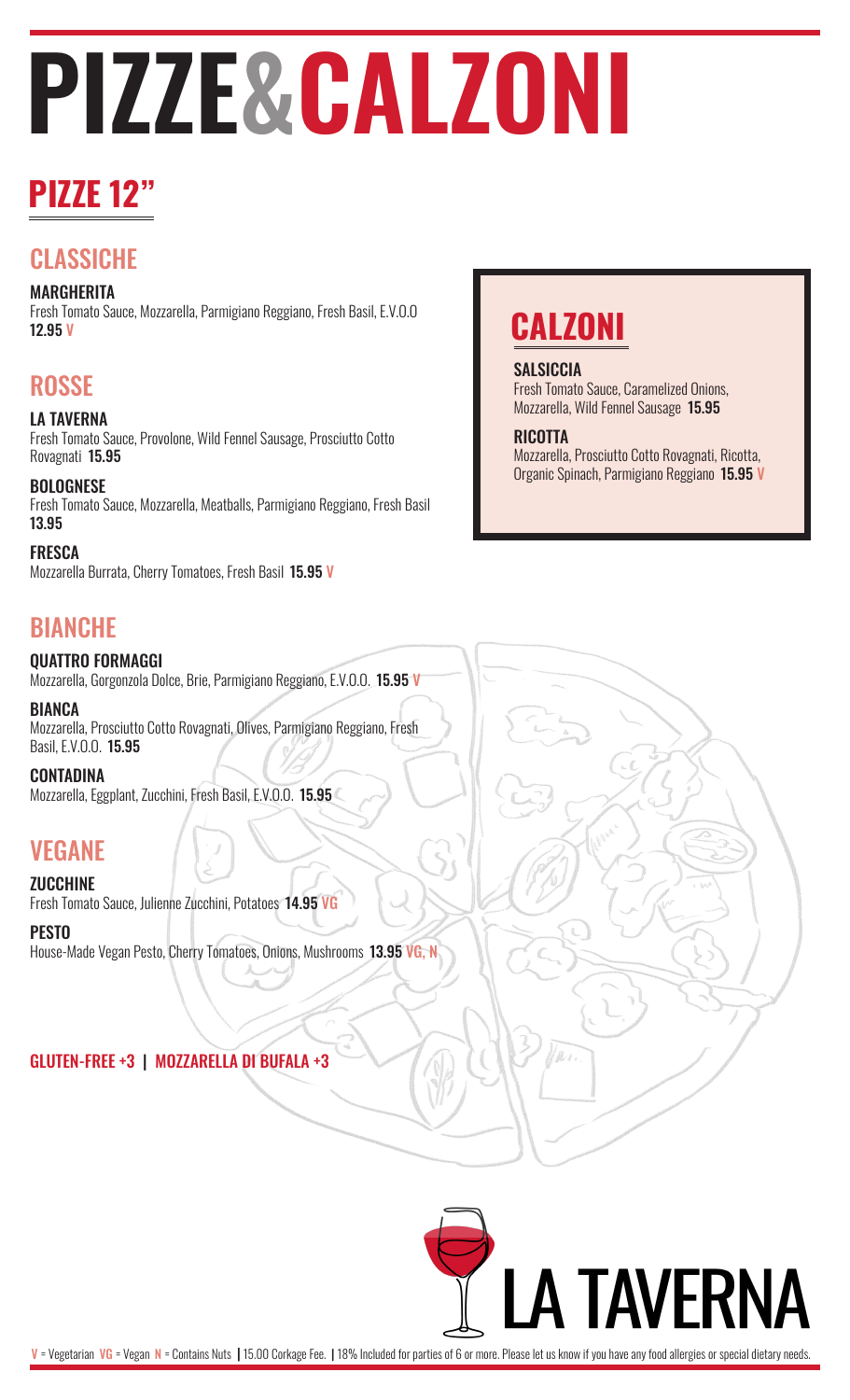# PIZZE&CALZONI

## PIZZE 12"

### CLASSICHE

**MARGHERITA**
Fresh Tomato Sauce, Mozzarella, Parmigiano Reggiano, Fresh Basil, E.V.O.O
**12.95** V

### ROSSE

**LA TAVERNA**
Fresh Tomato Sauce, Provolone, Wild Fennel Sausage, Prosciutto Cotto Rovagnati **15.95**

**BOLOGNESE**
Fresh Tomato Sauce, Mozzarella, Meatballs, Parmigiano Reggiano, Fresh Basil
**13.95**

**FRESCA**
Mozzarella Burrata, Cherry Tomatoes, Fresh Basil **15.95** V

### BIANCHE

**QUATTRO FORMAGGI**
Mozzarella, Gorgonzola Dolce, Brie, Parmigiano Reggiano, E.V.O.O. **15.95** V

**BIANCA**
Mozzarella, Prosciutto Cotto Rovagnati, Olives, Parmigiano Reggiano, Fresh Basil, E.V.O.O. **15.95**

**CONTADINA**
Mozzarella, Eggplant, Zucchini, Fresh Basil, E.V.O.O. **15.95**

### VEGANE

**ZUCCHINE**
Fresh Tomato Sauce, Julienne Zucchini, Potatoes **14.95** VG

**PESTO**
House-Made Vegan Pesto, Cherry Tomatoes, Onions, Mushrooms **13.95** VG, N

**GLUTEN-FREE +3 | MOZZARELLA DI BUFALA +3**

## CALZONI

**SALSICCIA**
Fresh Tomato Sauce, Caramelized Onions, Mozzarella, Wild Fennel Sausage **15.95**

**RICOTTA**
Mozzarella, Prosciutto Cotto Rovagnati, Ricotta, Organic Spinach, Parmigiano Reggiano **15.95** V

LA TAVERNA

V = Vegetarian VG = Vegan N = Contains Nuts | 15.00 Corkage Fee. | 18% Included for parties of 6 or more. Please let us know if you have any food allergies or special dietary needs.